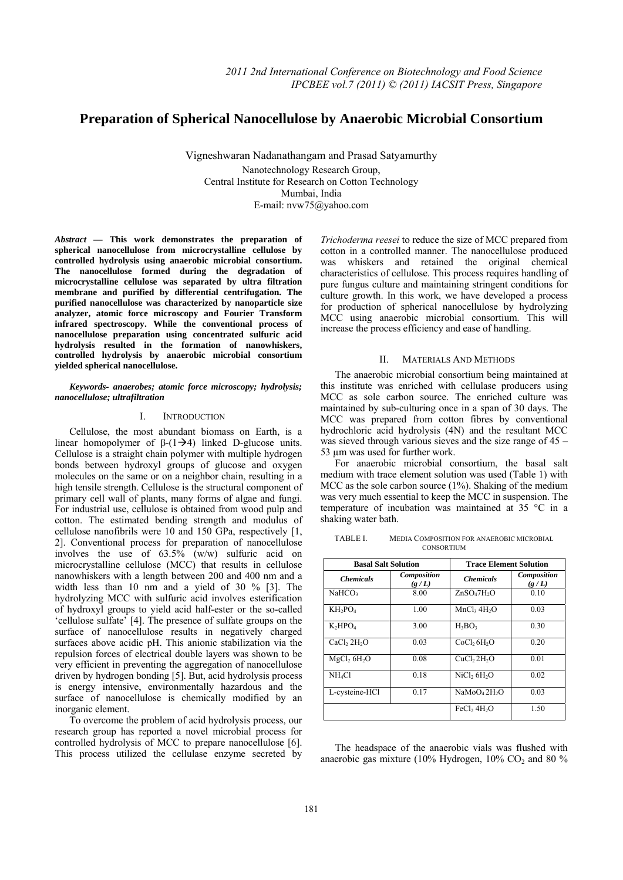# Preparation of Spherical Nanocellulose by Anaerobic Microbial Consortium

Vigneshwaran Nadanathangam and Prasad Satyamurthy

Nanotechnology Research Group,
Central Institute for Research on Cotton Technology
Mumbai, India
E-mail: nvw75@yahoo.com

***Abstract* — This work demonstrates the preparation of spherical nanocellulose from microcrystalline cellulose by controlled hydrolysis using anaerobic microbial consortium. The nanocellulose formed during the degradation of microcrystalline cellulose was separated by ultra filtration membrane and purified by differential centrifugation. The purified nanocellulose was characterized by nanoparticle size analyzer, atomic force microscopy and Fourier Transform infrared spectroscopy. While the conventional process of nanocellulose preparation using concentrated sulfuric acid hydrolysis resulted in the formation of nanowhiskers, controlled hydrolysis by anaerobic microbial consortium yielded spherical nanocellulose.**

***Keywords- anaerobes; atomic force microscopy; hydrolysis; nanocellulose; ultrafiltration***

## I. Introduction

Cellulose, the most abundant biomass on Earth, is a linear homopolymer of β-(1→4) linked D-glucose units. Cellulose is a straight chain polymer with multiple hydrogen bonds between hydroxyl groups of glucose and oxygen molecules on the same or on a neighbor chain, resulting in a high tensile strength. Cellulose is the structural component of primary cell wall of plants, many forms of algae and fungi. For industrial use, cellulose is obtained from wood pulp and cotton. The estimated bending strength and modulus of cellulose nanofibrils were 10 and 150 GPa, respectively [1, 2]. Conventional process for preparation of nanocellulose involves the use of 63.5% (w/w) sulfuric acid on microcrystalline cellulose (MCC) that results in cellulose nanowhiskers with a length between 200 and 400 nm and a width less than 10 nm and a yield of 30 % [3]. The hydrolyzing MCC with sulfuric acid involves esterification of hydroxyl groups to yield acid half-ester or the so-called 'cellulose sulfate' [4]. The presence of sulfate groups on the surface of nanocellulose results in negatively charged surfaces above acidic pH. This anionic stabilization via the repulsion forces of electrical double layers was shown to be very efficient in preventing the aggregation of nanocellulose driven by hydrogen bonding [5]. But, acid hydrolysis process is energy intensive, environmentally hazardous and the surface of nanocellulose is chemically modified by an inorganic element.

To overcome the problem of acid hydrolysis process, our research group has reported a novel microbial process for controlled hydrolysis of MCC to prepare nanocellulose [6]. This process utilized the cellulase enzyme secreted by *Trichoderma reesei* to reduce the size of MCC prepared from cotton in a controlled manner. The nanocellulose produced was whiskers and retained the original chemical characteristics of cellulose. This process requires handling of pure fungus culture and maintaining stringent conditions for culture growth. In this work, we have developed a process for production of spherical nanocellulose by hydrolyzing MCC using anaerobic microbial consortium. This will increase the process efficiency and ease of handling.

## II. Materials And Methods

The anaerobic microbial consortium being maintained at this institute was enriched with cellulase producers using MCC as sole carbon source. The enriched culture was maintained by sub-culturing once in a span of 30 days. The MCC was prepared from cotton fibres by conventional hydrochloric acid hydrolysis (4N) and the resultant MCC was sieved through various sieves and the size range of 45 – 53 µm was used for further work.

For anaerobic microbial consortium, the basal salt medium with trace element solution was used (Table 1) with MCC as the sole carbon source (1%). Shaking of the medium was very much essential to keep the MCC in suspension. The temperature of incubation was maintained at 35 °C in a shaking water bath.

TABLE I. Media Composition for Anaerobic Microbial Consortium

| Basal Salt Solution | | Trace Element Solution | |
|---|---|---|---|
| ***Chemicals*** | ***Composition (g / L)*** | ***Chemicals*** | ***Composition (g / L)*** |
| $NaHCO_3$ | 8.00 | $ZnSO_4 7H_2O$ | 0.10 |
| $KH_2PO_4$ | 1.00 | $MnCl_2 4H_2O$ | 0.03 |
| $K_2HPO_4$ | 3.00 | $H_3BO_3$ | 0.30 |
| $CaCl_2 2H_2O$ | 0.03 | $CoCl_2 6H_2O$ | 0.20 |
| $MgCl_2 6H_2O$ | 0.08 | $CuCl_2 2H_2O$ | 0.01 |
| $NH_4Cl$ | 0.18 | $NiCl_2 6H_2O$ | 0.02 |
| L-cysteine-HCl | 0.17 | $NaMoO_4 2H_2O$ | 0.03 |
| | | $FeCl_2 4H_2O$ | 1.50 |

The headspace of the anaerobic vials was flushed with anaerobic gas mixture (10% Hydrogen, 10% $CO_2$ and 80 %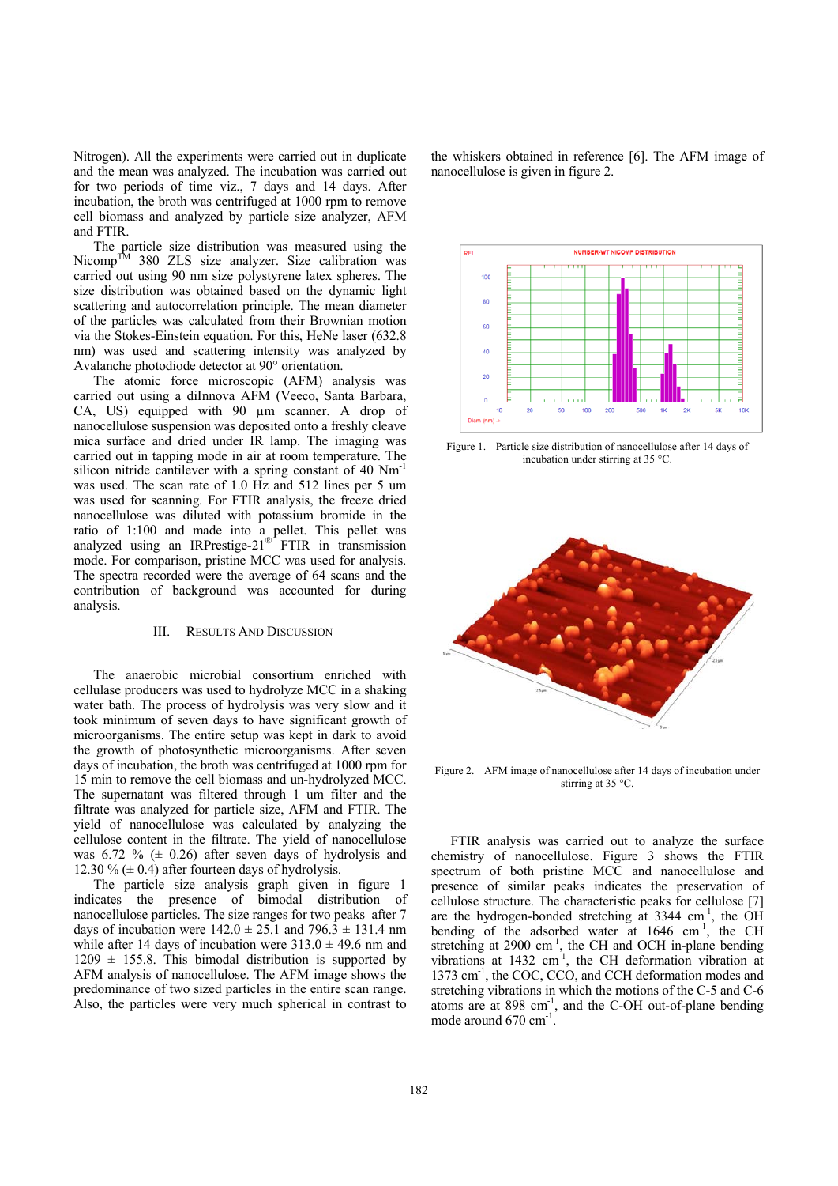Nitrogen). All the experiments were carried out in duplicate and the mean was analyzed. The incubation was carried out for two periods of time viz., 7 days and 14 days. After incubation, the broth was centrifuged at 1000 rpm to remove cell biomass and analyzed by particle size analyzer, AFM and FTIR.

The particle size distribution was measured using the Nicomp™ 380 ZLS size analyzer. Size calibration was carried out using 90 nm size polystyrene latex spheres. The size distribution was obtained based on the dynamic light scattering and autocorrelation principle. The mean diameter of the particles was calculated from their Brownian motion via the Stokes-Einstein equation. For this, HeNe laser (632.8 nm) was used and scattering intensity was analyzed by Avalanche photodiode detector at 90° orientation.

The atomic force microscopic (AFM) analysis was carried out using a diInnova AFM (Veeco, Santa Barbara, CA, US) equipped with 90 µm scanner. A drop of nanocellulose suspension was deposited onto a freshly cleave mica surface and dried under IR lamp. The imaging was carried out in tapping mode in air at room temperature. The silicon nitride cantilever with a spring constant of 40 $Nm^{-1}$ was used. The scan rate of 1.0 Hz and 512 lines per 5 um was used for scanning. For FTIR analysis, the freeze dried nanocellulose was diluted with potassium bromide in the ratio of 1:100 and made into a pellet. This pellet was analyzed using an IRPrestige-21® FTIR in transmission mode. For comparison, pristine MCC was used for analysis. The spectra recorded were the average of 64 scans and the contribution of background was accounted for during analysis.

## III. Results And Discussion

The anaerobic microbial consortium enriched with cellulose producers was used to hydrolyze MCC in a shaking water bath. The process of hydrolysis was very slow and it took minimum of seven days to have significant growth of microorganisms. The entire setup was kept in dark to avoid the growth of photosynthetic microorganisms. After seven days of incubation, the broth was centrifuged at 1000 rpm for 15 min to remove the cell biomass and un-hydrolyzed MCC. The supernatant was filtered through 1 um filter and the filtrate was analyzed for particle size, AFM and FTIR. The yield of nanocellulose was calculated by analyzing the cellulose content in the filtrate. The yield of nanocellulose was 6.72 % (± 0.26) after seven days of hydrolysis and 12.30 % (± 0.4) after fourteen days of hydrolysis.

The particle size analysis graph given in figure 1 indicates the presence of bimodal distribution of nanocellulose particles. The size ranges for two peaks after 7 days of incubation were 142.0 ± 25.1 and 796.3 ± 131.4 nm while after 14 days of incubation were 313.0 ± 49.6 nm and 1209 ± 155.8. This bimodal distribution is supported by AFM analysis of nanocellulose. The AFM image shows the predominance of two sized particles in the entire scan range. Also, the particles were very much spherical in contrast to the whiskers obtained in reference [6]. The AFM image of nanocellulose is given in figure 2.

Figure 1. Particle size distribution of nanocellulose after 14 days of incubation under stirring at 35 °C.

Figure 2. AFM image of nanocellulose after 14 days of incubation under stirring at 35 °C.

FTIR analysis was carried out to analyze the surface chemistry of nanocellulose. Figure 3 shows the FTIR spectrum of both pristine MCC and nanocellulose and presence of similar peaks indicates the preservation of cellulose structure. The characteristic peaks for cellulose [7] are the hydrogen-bonded stretching at 3344 $cm^{-1}$, the OH bending of the adsorbed water at 1646 $cm^{-1}$, the CH stretching at 2900 $cm^{-1}$, the CH and OCH in-plane bending vibrations at 1432 $cm^{-1}$, the CH deformation vibration at 1373 $cm^{-1}$, the COC, CCO, and CCH deformation modes and stretching vibrations in which the motions of the C-5 and C-6 atoms are at 898 $cm^{-1}$, and the C-OH out-of-plane bending mode around 670 $cm^{-1}$.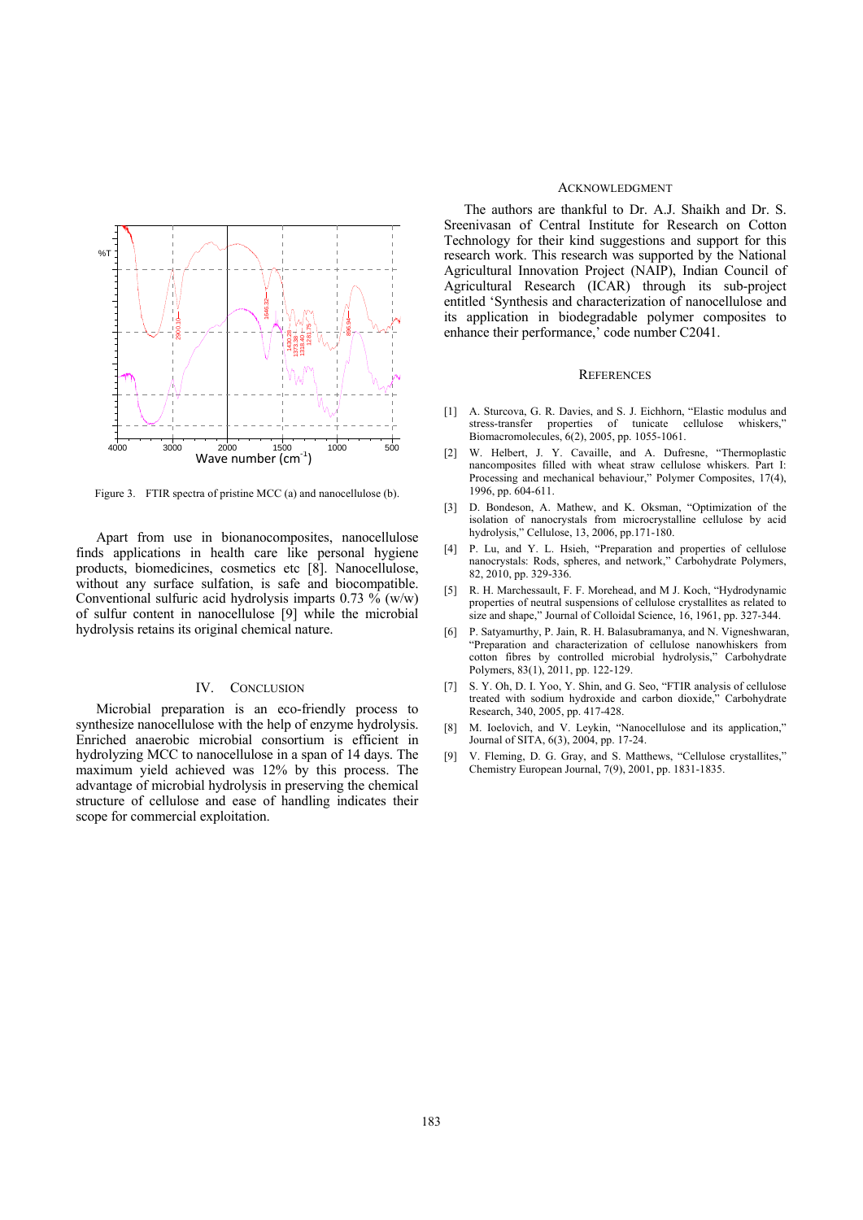%T

2900.10

1646.32

1439.28

1373.38

1318.40

1281.75

896.94

4000 3000 2000 1500 1000 500

Wave number ($cm^{-1}$)

Figure 3. FTIR spectra of pristine MCC (a) and nanocellulose (b).

Apart from use in bionanocomposites, nanocellulose finds applications in health care like personal hygiene products, biomedicines, cosmetics etc [8]. Nanocellulose, without any surface sulfation, is safe and biocompatible. Conventional sulfuric acid hydrolysis imparts 0.73 % (w/w) of sulfur content in nanocellulose [9] while the microbial hydrolysis retains its original chemical nature.

## IV. Conclusion

Microbial preparation is an eco-friendly process to synthesize nanocellulose with the help of enzyme hydrolysis. Enriched anaerobic microbial consortium is efficient in hydrolyzing MCC to nanocellulose in a span of 14 days. The maximum yield achieved was 12% by this process. The advantage of microbial hydrolysis in preserving the chemical structure of cellulose and ease of handling indicates their scope for commercial exploitation.

## Acknowledgment

The authors are thankful to Dr. A.J. Shaikh and Dr. S. Sreenivasan of Central Institute for Research on Cotton Technology for their kind suggestions and support for this research work. This research was supported by the National Agricultural Innovation Project (NAIP), Indian Council of Agricultural Research (ICAR) through its sub-project entitled 'Synthesis and characterization of nanocellulose and its application in biodegradable polymer composites to enhance their performance,' code number C2041.

## References

[1] A. Sturcova, G. R. Davies, and S. J. Eichhorn, "Elastic modulus and stress-transfer properties of tunicate cellulose whiskers," Biomacromolecules, 6(2), 2005, pp. 1055-1061.

[2] W. Helbert, J. Y. Cavaille, and A. Dufresne, "Thermoplastic nancomposites filled with wheat straw cellulose whiskers. Part I: Processing and mechanical behaviour," Polymer Composites, 17(4), 1996, pp. 604-611.

[3] D. Bondeson, A. Mathew, and K. Oksman, "Optimization of the isolation of nanocrystals from microcrystalline cellulose by acid hydrolysis," Cellulose, 13, 2006, pp.171-180.

[4] P. Lu, and Y. L. Hsieh, "Preparation and properties of cellulose nanocrystals: Rods, spheres, and network," Carbohydrate Polymers, 82, 2010, pp. 329-336.

[5] R. H. Marchessault, F. F. Morehead, and M J. Koch, "Hydrodynamic properties of neutral suspensions of cellulose crystallites as related to size and shape," Journal of Colloidal Science, 16, 1961, pp. 327-344.

[6] P. Satyamurthy, P. Jain, R. H. Balasubramanya, and N. Vigneshwaran, "Preparation and characterization of cellulose nanowhiskers from cotton fibres by controlled microbial hydrolysis," Carbohydrate Polymers, 83(1), 2011, pp. 122-129.

[7] S. Y. Oh, D. I. Yoo, Y. Shin, and G. Seo, "FTIR analysis of cellulose treated with sodium hydroxide and carbon dioxide," Carbohydrate Research, 340, 2005, pp. 417-428.

[8] M. Ioelovich, and V. Leykin, "Nanocellulose and its application," Journal of SITA, 6(3), 2004, pp. 17-24.

[9] V. Fleming, D. G. Gray, and S. Matthews, "Cellulose crystallites," Chemistry European Journal, 7(9), 2001, pp. 1831-1835.